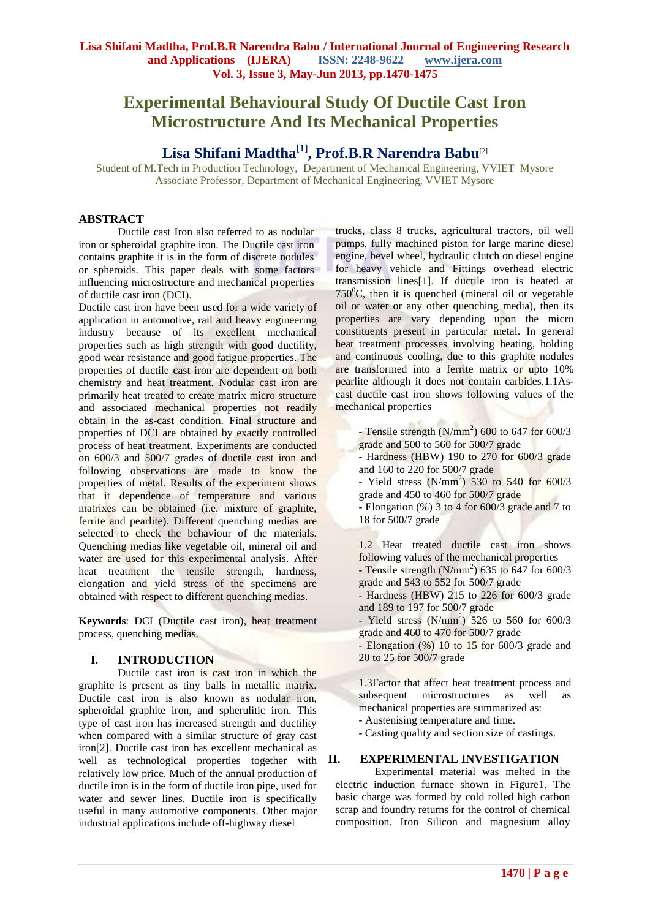# Experimental Behavioural Study Of Ductile Cast Iron Microstructure And Its Mechanical Properties

**Lisa Shifani Madtha[1], Prof.B.R Narendra Babu[2]**

Student of M.Tech in Production Technology, Department of Mechanical Engineering, VVIET Mysore
Associate Professor, Department of Mechanical Engineering, VVIET Mysore

## ABSTRACT

Ductile cast Iron also referred to as nodular iron or spheroidal graphite iron. The Ductile cast iron contains graphite it is in the form of discrete nodules or spheroids. This paper deals with some factors influencing microstructure and mechanical properties of ductile cast iron (DCI).

Ductile cast iron have been used for a wide variety of application in automotive, rail and heavy engineering industry because of its excellent mechanical properties such as high strength with good ductility, good wear resistance and good fatigue properties. The properties of ductile cast iron are dependent on both chemistry and heat treatment. Nodular cast iron are primarily heat treated to create matrix micro structure and associated mechanical properties not readily obtain in the as-cast condition. Final structure and properties of DCI are obtained by exactly controlled process of heat treatment. Experiments are conducted on 600/3 and 500/7 grades of ductile cast iron and following observations are made to know the properties of metal. Results of the experiment shows that it dependence of temperature and various matrixes can be obtained (i.e. mixture of graphite, ferrite and pearlite). Different quenching medias are selected to check the behaviour of the materials. Quenching medias like vegetable oil, mineral oil and water are used for this experimental analysis. After heat treatment the tensile strength, hardness, elongation and yield stress of the specimens are obtained with respect to different quenching medias.

**Keywords**: DCI (Ductile cast iron), heat treatment process, quenching medias.

## I. INTRODUCTION

Ductile cast iron is cast iron in which the graphite is present as tiny balls in metallic matrix. Ductile cast iron is also known as nodular iron, spheroidal graphite iron, and spherulitic iron. This type of cast iron has increased strength and ductility when compared with a similar structure of gray cast iron[2]. Ductile cast iron has excellent mechanical as well as technological properties together with relatively low price. Much of the annual production of ductile iron is in the form of ductile iron pipe, used for water and sewer lines. Ductile iron is specifically useful in many automotive components. Other major industrial applications include off-highway diesel trucks, class 8 trucks, agricultural tractors, oil well pumps, fully machined piston for large marine diesel engine, bevel wheel, hydraulic clutch on diesel engine for heavy vehicle and Fittings overhead electric transmission lines[1]. If ductile iron is heated at 750$^0$C, then it is quenched (mineral oil or vegetable oil or water or any other quenching media), then its properties are vary depending upon the micro constituents present in particular metal. In general heat treatment processes involving heating, holding and continuous cooling, due to this graphite nodules are transformed into a ferrite matrix or upto 10% pearlite although it does not contain carbides.1.1As-cast ductile cast iron shows following values of the mechanical properties

- Tensile strength (N/mm$^2$) 600 to 647 for 600/3 grade and 500 to 560 for 500/7 grade
- Hardness (HBW) 190 to 270 for 600/3 grade and 160 to 220 for 500/7 grade
- Yield stress (N/mm$^2$) 530 to 540 for 600/3 grade and 450 to 460 for 500/7 grade
- Elongation (%) 3 to 4 for 600/3 grade and 7 to 18 for 500/7 grade

1.2 Heat treated ductile cast iron shows following values of the mechanical properties
- Tensile strength (N/mm$^2$) 635 to 647 for 600/3 grade and 543 to 552 for 500/7 grade
- Hardness (HBW) 215 to 226 for 600/3 grade and 189 to 197 for 500/7 grade
- Yield stress (N/mm$^2$) 526 to 560 for 600/3 grade and 460 to 470 for 500/7 grade
- Elongation (%) 10 to 15 for 600/3 grade and 20 to 25 for 500/7 grade

1.3Factor that affect heat treatment process and subsequent microstructures as well as mechanical properties are summarized as:
- Austenising temperature and time.
- Casting quality and section size of castings.

## II. EXPERIMENTAL INVESTIGATION

Experimental material was melted in the electric induction furnace shown in Figure1. The basic charge was formed by cold rolled high carbon scrap and foundry returns for the control of chemical composition. Iron Silicon and magnesium alloy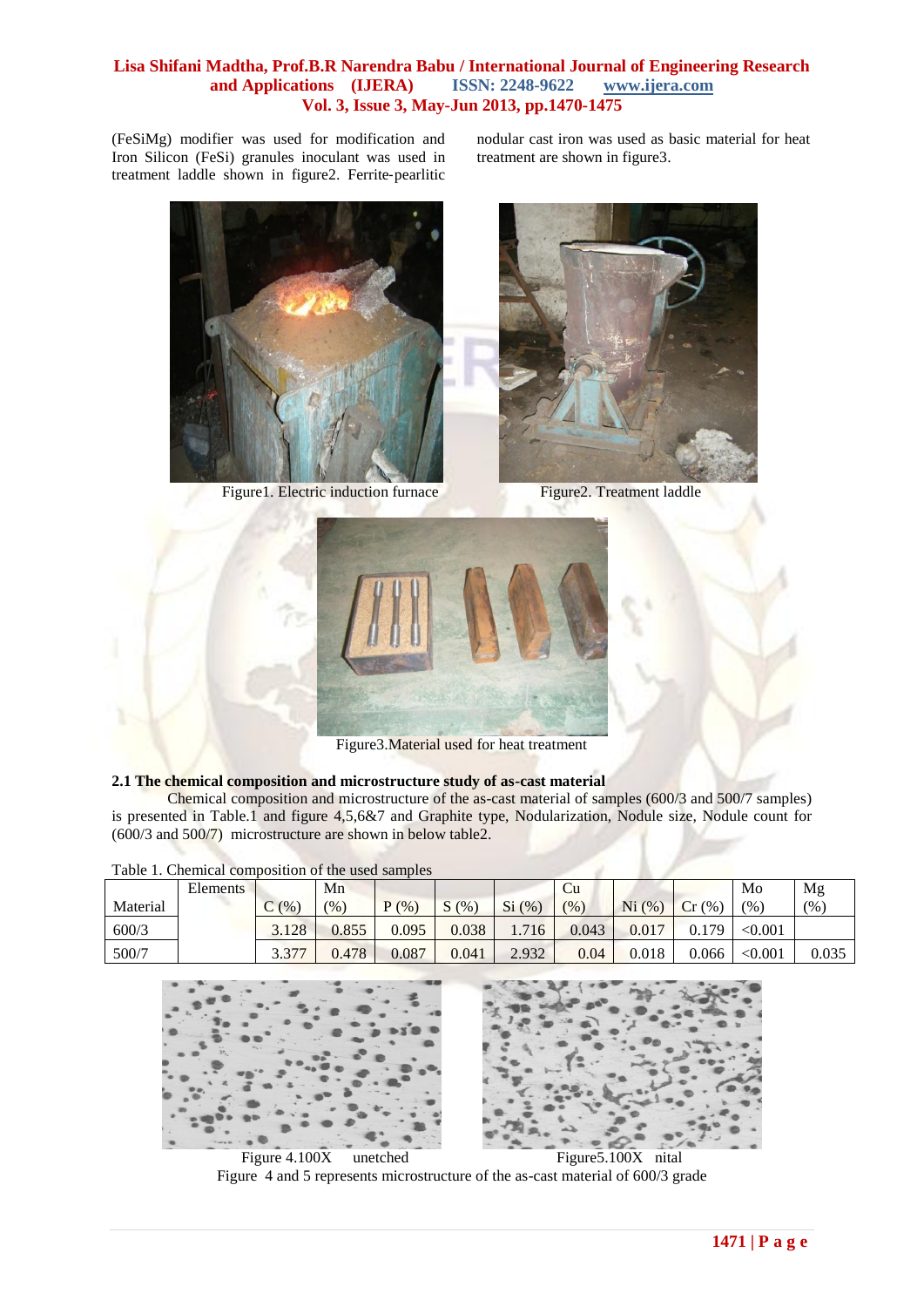(FeSiMg) modifier was used for modification and Iron Silicon (FeSi) granules inoculant was used in treatment laddle shown in figure2. Ferrite-pearlitic nodular cast iron was used as basic material for heat treatment are shown in figure3.

Figure1. Electric induction furnace

Figure2. Treatment laddle

Figure3.Material used for heat treatment

### 2.1 The chemical composition and microstructure study of as-cast material

Chemical composition and microstructure of the as-cast material of samples (600/3 and 500/7 samples) is presented in Table.1 and figure 4,5,6&7 and Graphite type, Nodularization, Nodule size, Nodule count for (600/3 and 500/7) microstructure are shown in below table2.

Table 1. Chemical composition of the used samples

| Material | Elements | C (%) | Mn (%) | P (%) | S (%) | Si (%) | Cu (%) | Ni (%) | Cr (%) | Mo (%) | Mg (%) |
|---|---|---|---|---|---|---|---|---|---|---|---|
| 600/3 | | 3.128 | 0.855 | 0.095 | 0.038 | 1.716 | 0.043 | 0.017 | 0.179 | <0.001 | |
| 500/7 | | 3.377 | 0.478 | 0.087 | 0.041 | 2.932 | 0.04 | 0.018 | 0.066 | <0.001 | 0.035 |

Figure 4.100X unetched

Figure5.100X nital

Figure 4 and 5 represents microstructure of the as-cast material of 600/3 grade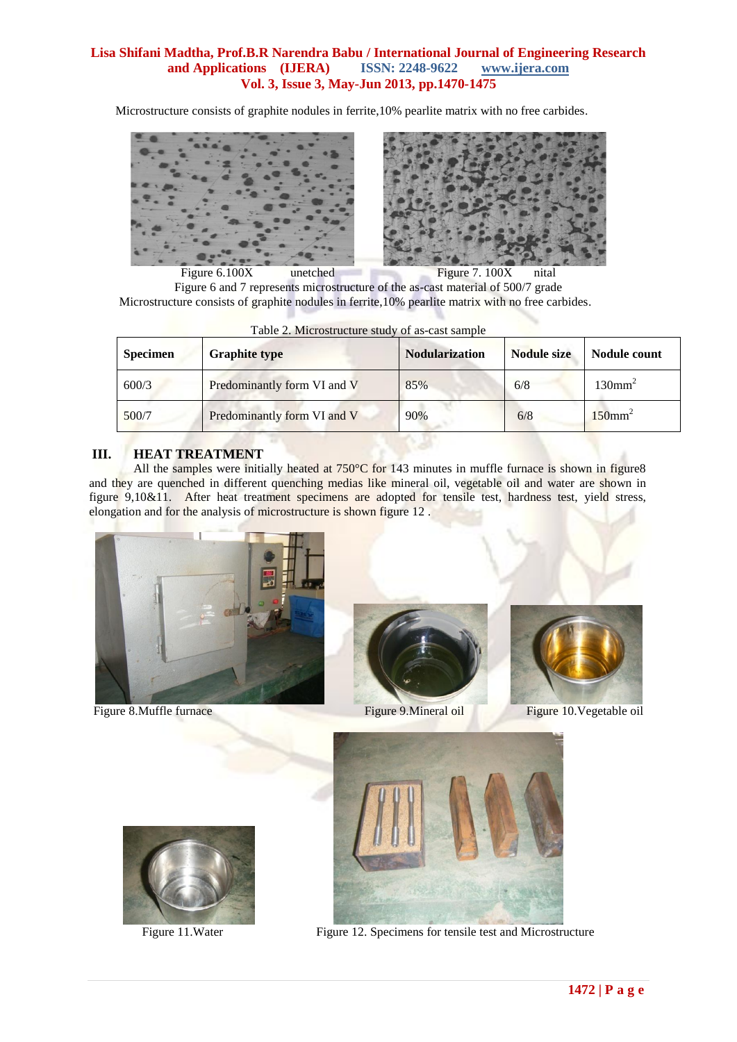Microstructure consists of graphite nodules in ferrite,10% pearlite matrix with no free carbides.

Figure 6.100X unetched

Figure 7. 100X nital

Figure 6 and 7 represents microstructure of the as-cast material of 500/7 grade

Microstructure consists of graphite nodules in ferrite,10% pearlite matrix with no free carbides.

Table 2. Microstructure study of as-cast sample

| Specimen | Graphite type | Nodularization | Nodule size | Nodule count |
|---|---|---|---|---|
| 600/3 | Predominantly form VI and V | 85% | 6/8 | $130mm^2$ |
| 500/7 | Predominantly form VI and V | 90% | 6/8 | $150mm^2$ |

## III. HEAT TREATMENT

All the samples were initially heated at 750°C for 143 minutes in muffle furnace is shown in figure8 and they are quenched in different quenching medias like mineral oil, vegetable oil and water are shown in figure 9,10&11. After heat treatment specimens are adopted for tensile test, hardness test, yield stress, elongation and for the analysis of microstructure is shown figure 12 .

Figure 8.Muffle furnace

Figure 9.Mineral oil

Figure 10.Vegetable oil

Figure 11.Water

Figure 12. Specimens for tensile test and Microstructure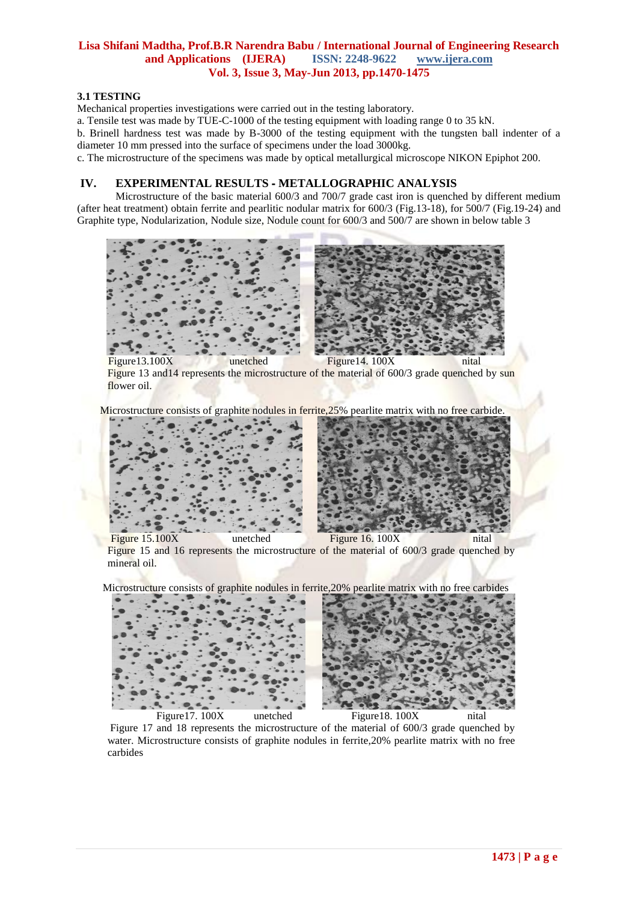### 3.1 TESTING

Mechanical properties investigations were carried out in the testing laboratory.

a. Tensile test was made by TUE-C-1000 of the testing equipment with loading range 0 to 35 kN.

b. Brinell hardness test was made by B-3000 of the testing equipment with the tungsten ball indenter of a diameter 10 mm pressed into the surface of specimens under the load 3000kg.

c. The microstructure of the specimens was made by optical metallurgical microscope NIKON Epiphot 200.

## IV. EXPERIMENTAL RESULTS - METALLOGRAPHIC ANALYSIS

Microstructure of the basic material 600/3 and 700/7 grade cast iron is quenched by different medium (after heat treatment) obtain ferrite and pearlitic nodular matrix for 600/3 (Fig.13-18), for 500/7 (Fig.19-24) and Graphite type, Nodularization, Nodule size, Nodule count for 600/3 and 500/7 are shown in below table 3

Figure13.100X unetched Figure14. 100X nital

Figure 13 and14 represents the microstructure of the material of 600/3 grade quenched by sun flower oil.

Microstructure consists of graphite nodules in ferrite,25% pearlite matrix with no free carbide.

Figure 15.100X unetched Figure 16. 100X nital

Figure 15 and 16 represents the microstructure of the material of 600/3 grade quenched by mineral oil.

Microstructure consists of graphite nodules in ferrite,20% pearlite matrix with no free carbides

Figure17. 100X unetched Figure18. 100X nital

Figure 17 and 18 represents the microstructure of the material of 600/3 grade quenched by water. Microstructure consists of graphite nodules in ferrite,20% pearlite matrix with no free carbides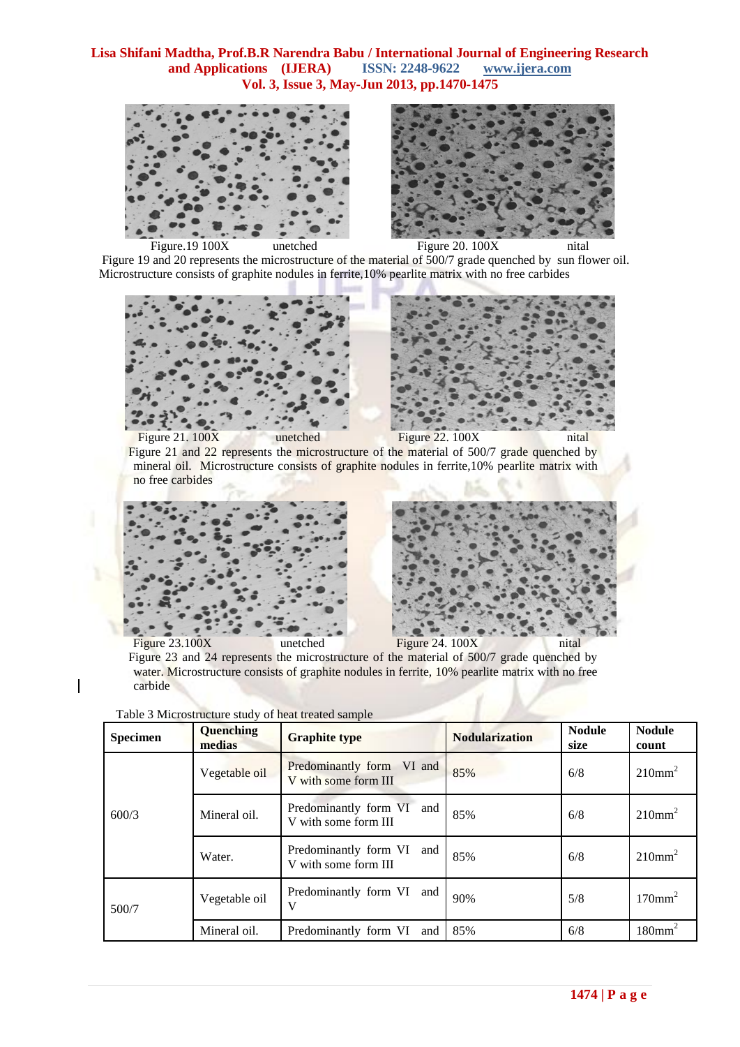Figure.19 100X unetched

Figure 20. 100X nital

Figure 19 and 20 represents the microstructure of the material of 500/7 grade quenched by sun flower oil. Microstructure consists of graphite nodules in ferrite,10% pearlite matrix with no free carbides

Figure 21. 100X unetched

Figure 22. 100X nital

Figure 21 and 22 represents the microstructure of the material of 500/7 grade quenched by mineral oil. Microstructure consists of graphite nodules in ferrite,10% pearlite matrix with no free carbides

Figure 23.100X unetched

Figure 24. 100X nital

Figure 23 and 24 represents the microstructure of the material of 500/7 grade quenched by water. Microstructure consists of graphite nodules in ferrite, 10% pearlite matrix with no free carbide

Table 3 Microstructure study of heat treated sample

| Specimen | Quenching medias | Graphite type | Nodularization | Nodule size | Nodule count |
|---|---|---|---|---|---|
| 600/3 | Vegetable oil | Predominantly form VI and V with some form III | 85% | 6/8 | 210mm$^2$ |
| | Mineral oil. | Predominantly form VI and V with some form III | 85% | 6/8 | 210mm$^2$ |
| | Water. | Predominantly form VI and V with some form III | 85% | 6/8 | 210mm$^2$ |
| 500/7 | Vegetable oil | Predominantly form VI and V | 90% | 5/8 | 170mm$^2$ |
| | Mineral oil. | Predominantly form VI and | 85% | 6/8 | 180mm$^2$ |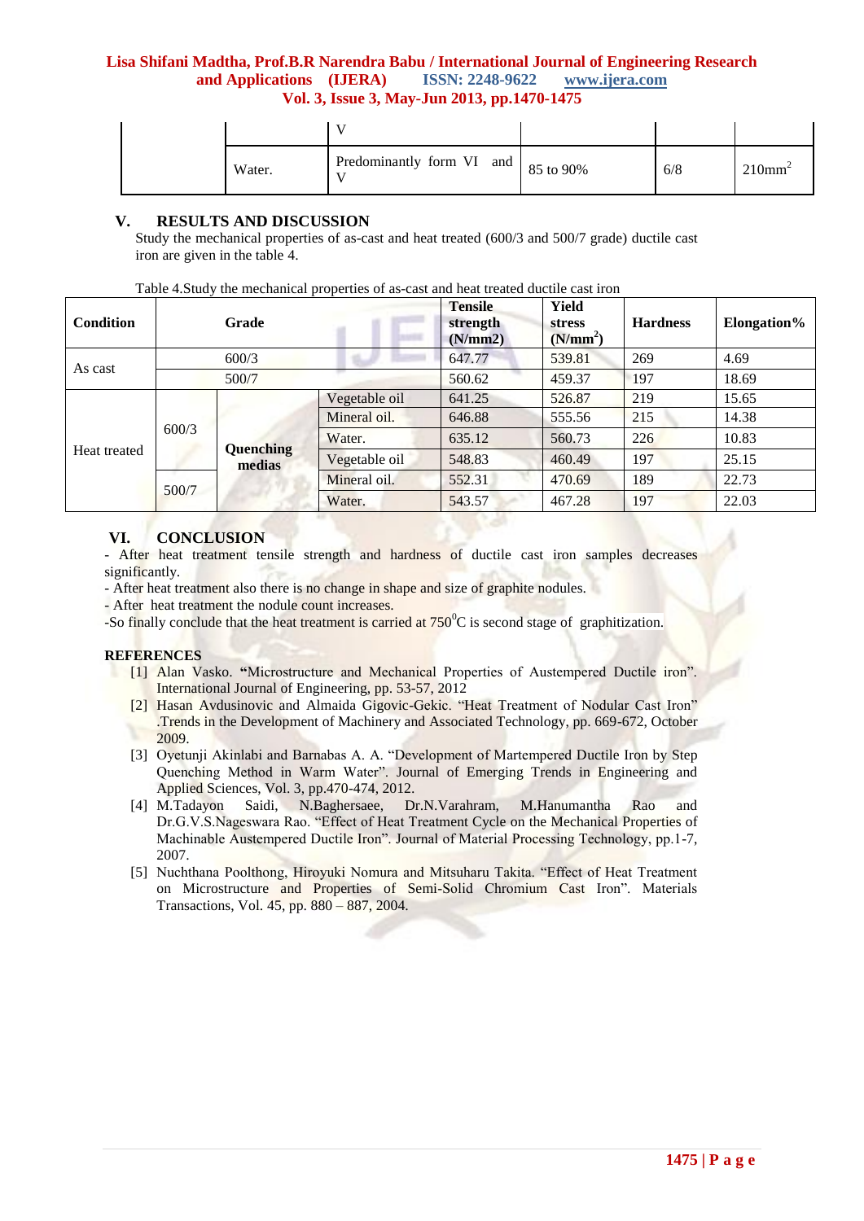| | | V | | | |
|---|---|---|---|---|---|
| | Water. | Predominantly form VI and V | 85 to 90% | 6/8 | $210mm^2$ |

## V. RESULTS AND DISCUSSION

Study the mechanical properties of as-cast and heat treated (600/3 and 500/7 grade) ductile cast iron are given in the table 4.

Table 4.Study the mechanical properties of as-cast and heat treated ductile cast iron

| Condition | Grade | | | Tensile strength (N/mm2) | Yield stress ($N/mm^2$) | Hardness | Elongation% |
|---|---|---|---|---|---|---|---|
| As cast | 600/3 | | | 647.77 | 539.81 | 269 | 4.69 |
| | 500/7 | | | 560.62 | 459.37 | 197 | 18.69 |
| Heat treated | 600/3 | Quenching medias | Vegetable oil | 641.25 | 526.87 | 219 | 15.65 |
| | | | Mineral oil. | 646.88 | 555.56 | 215 | 14.38 |
| | | | Water. | 635.12 | 560.73 | 226 | 10.83 |
| | 500/7 | | Vegetable oil | 548.83 | 460.49 | 197 | 25.15 |
| | | | Mineral oil. | 552.31 | 470.69 | 189 | 22.73 |
| | | | Water. | 543.57 | 467.28 | 197 | 22.03 |

## VI. CONCLUSION

- After heat treatment tensile strength and hardness of ductile cast iron samples decreases significantly.
- After heat treatment also there is no change in shape and size of graphite nodules.
- After heat treatment the nodule count increases.
- So finally conclude that the heat treatment is carried at $750^0$C is second stage of graphitization.

## REFERENCES

[1] Alan Vasko. "Microstructure and Mechanical Properties of Austempered Ductile iron". International Journal of Engineering, pp. 53-57, 2012

[2] Hasan Avdusinovic and Almaida Gigovic-Gekic. "Heat Treatment of Nodular Cast Iron" .Trends in the Development of Machinery and Associated Technology, pp. 669-672, October 2009.

[3] Oyetunji Akinlabi and Barnabas A. A. "Development of Martempered Ductile Iron by Step Quenching Method in Warm Water". Journal of Emerging Trends in Engineering and Applied Sciences, Vol. 3, pp.470-474, 2012.

[4] M.Tadayon Saidi, N.Baghersaee, Dr.N.Varahram, M.Hanumantha Rao and Dr.G.V.S.Nageswara Rao. "Effect of Heat Treatment Cycle on the Mechanical Properties of Machinable Austempered Ductile Iron". Journal of Material Processing Technology, pp.1-7, 2007.

[5] Nuchthana Poolthong, Hiroyuki Nomura and Mitsuharu Takita. "Effect of Heat Treatment on Microstructure and Properties of Semi-Solid Chromium Cast Iron". Materials Transactions, Vol. 45, pp. 880 – 887, 2004.